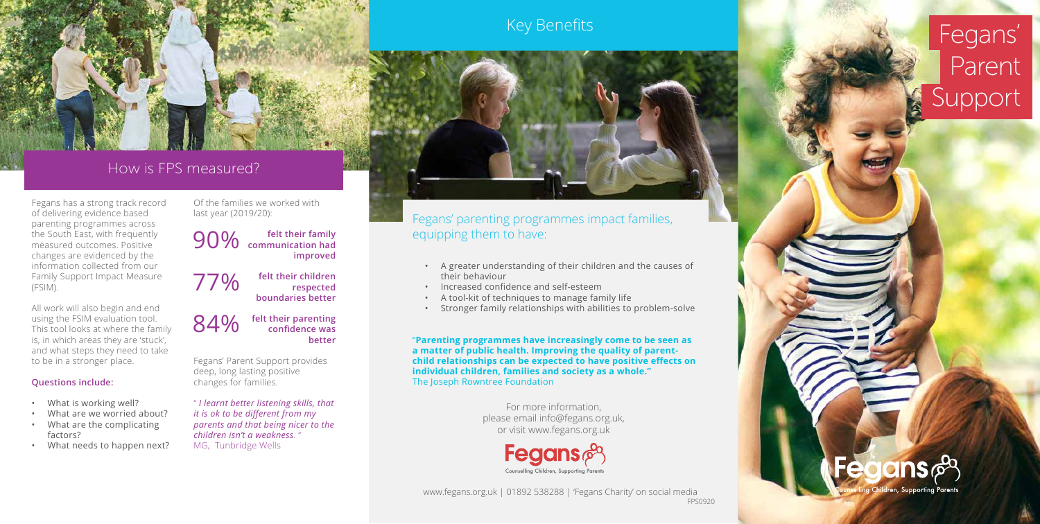## How is FPS measured?

Fegans has a strong track record of delivering evidence based parenting programmes across the South East, with frequently measured outcomes. Positive changes are evidenced by the information collected from our Family Support Impact Measure (FSIM).

All work will also begin and end using the FSIM evaluation tool. This tool looks at where the family is, in which areas they are 'stuck', and what steps they need to take to be in a stronger place.

**Questions include:**

- What is working well?
- What are we worried about?
- What are the complicating factors?
- What needs to happen next?

Of the families we worked with last year (2019/20):

90% **felt their family communication had improved**

77% **felt their children respected boundaries better**

84% **felt their parenting confidence was better**

Fegans' Parent Support provides deep, long lasting positive changes for families.

" *I learnt better listening skills, that it is ok to be different from my parents and that being nicer to the children isn't a weakness*. "
MG, Tunbridge Wells

## Key Benefits

Fegans' parenting programmes impact families, equipping them to have:

- A greater understanding of their children and the causes of their behaviour
- Increased confidence and self-esteem
- A tool-kit of techniques to manage family life
- Stronger family relationships with abilities to problem-solve

**"Parenting programmes have increasingly come to be seen as a matter of public health. Improving the quality of parent-child relationships can be expected to have positive effects on individual children, families and society as a whole."**
The Joseph Rowntree Foundation

For more information, please email info@fegans.org.uk, or visit www.fegans.org.uk

Fegans
Counselling Children, Supporting Parents

www.fegans.org.uk | 01892 538288 | 'Fegans Charity' on social media

FPS0920

# Fegans' Parent Support

Fegans
Counselling Children, Supporting Parents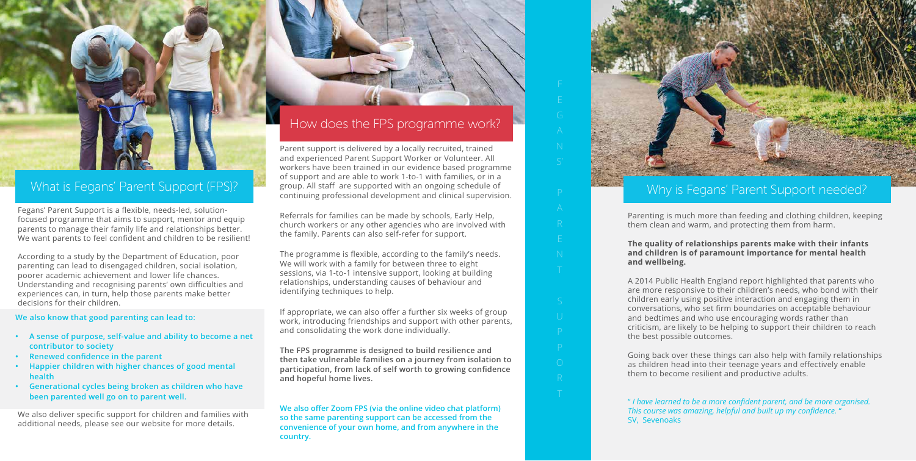## What is Fegans' Parent Support (FPS)?

Fegans' Parent Support is a flexible, needs-led, solution-focused programme that aims to support, mentor and equip parents to manage their family life and relationships better. We want parents to feel confident and children to be resilient!

According to a study by the Department of Education, poor parenting can lead to disengaged children, social isolation, poorer academic achievement and lower life chances. Understanding and recognising parents' own difficulties and experiences can, in turn, help those parents make better decisions for their children.

**We also know that good parenting can lead to:**

- **A sense of purpose, self-value and ability to become a net contributor to society**
- **Renewed confidence in the parent**
- **Happier children with higher chances of good mental health**
- **Generational cycles being broken as children who have been parented well go on to parent well.**

We also deliver specific support for children and families with additional needs, please see our website for more details.

## How does the FPS programme work?

Parent support is delivered by a locally recruited, trained and experienced Parent Support Worker or Volunteer. All workers have been trained in our evidence based programme of support and are able to work 1-to-1 with families, or in a group. All staff are supported with an ongoing schedule of continuing professional development and clinical supervision.

Referrals for families can be made by schools, Early Help, church workers or any other agencies who are involved with the family. Parents can also self-refer for support.

The programme is flexible, according to the family's needs. We will work with a family for between three to eight sessions, via 1-to-1 intensive support, looking at building relationships, understanding causes of behaviour and identifying techniques to help.

If appropriate, we can also offer a further six weeks of group work, introducing friendships and support with other parents, and consolidating the work done individually.

**The FPS programme is designed to build resilience and then take vulnerable families on a journey from isolation to participation, from lack of self worth to growing confidence and hopeful home lives.**

**We also offer Zoom FPS (via the online video chat platform) so the same parenting support can be accessed from the convenience of your own home, and from anywhere in the country.**

FEGANS' PARENT SUPPORT

## Why is Fegans' Parent Support needed?

Parenting is much more than feeding and clothing children, keeping them clean and warm, and protecting them from harm.

**The quality of relationships parents make with their infants and children is of paramount importance for mental health and wellbeing.**

A 2014 Public Health England report highlighted that parents who are more responsive to their children's needs, who bond with their children early using positive interaction and engaging them in conversations, who set firm boundaries on acceptable behaviour and bedtimes and who use encouraging words rather than criticism, are likely to be helping to support their children to reach the best possible outcomes.

Going back over these things can also help with family relationships as children head into their teenage years and effectively enable them to become resilient and productive adults.

" *I have learned to be a more confident parent, and be more organised. This course was amazing, helpful and built up my confidence.* "
SV, Sevenoaks